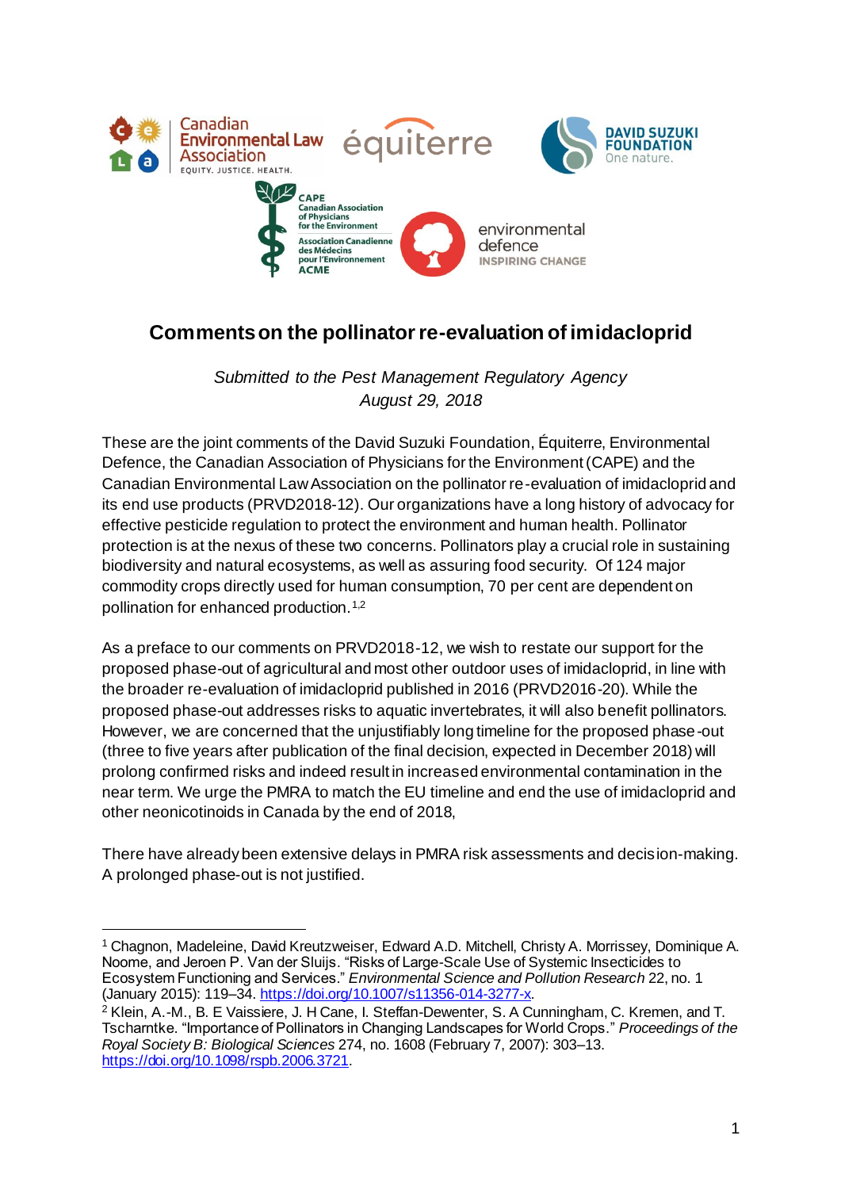# Comments on the pollinator re-evaluation of imidacloprid

*Submitted to the Pest Management Regulatory Agency*
*August 29, 2018*

These are the joint comments of the David Suzuki Foundation, Équiterre, Environmental Defence, the Canadian Association of Physicians for the Environment (CAPE) and the Canadian Environmental Law Association on the pollinator re-evaluation of imidacloprid and its end use products (PRVD2018-12). Our organizations have a long history of advocacy for effective pesticide regulation to protect the environment and human health. Pollinator protection is at the nexus of these two concerns. Pollinators play a crucial role in sustaining biodiversity and natural ecosystems, as well as assuring food security. Of 124 major commodity crops directly used for human consumption, 70 per cent are dependent on pollination for enhanced production.[1,2]

As a preface to our comments on PRVD2018-12, we wish to restate our support for the proposed phase-out of agricultural and most other outdoor uses of imidacloprid, in line with the broader re-evaluation of imidacloprid published in 2016 (PRVD2016-20). While the proposed phase-out addresses risks to aquatic invertebrates, it will also benefit pollinators. However, we are concerned that the unjustifiably long timeline for the proposed phase-out (three to five years after publication of the final decision, expected in December 2018) will prolong confirmed risks and indeed result in increased environmental contamination in the near term. We urge the PMRA to match the EU timeline and end the use of imidacloprid and other neonicotinoids in Canada by the end of 2018,

There have already been extensive delays in PMRA risk assessments and decision-making. A prolonged phase-out is not justified.

---

[1] Chagnon, Madeleine, David Kreutzweiser, Edward A.D. Mitchell, Christy A. Morrissey, Dominique A. Noome, and Jeroen P. Van der Sluijs. "Risks of Large-Scale Use of Systemic Insecticides to Ecosystem Functioning and Services." *Environmental Science and Pollution Research* 22, no. 1 (January 2015): 119–34. https://doi.org/10.1007/s11356-014-3277-x.

[2] Klein, A.-M., B. E Vaissiere, J. H Cane, I. Steffan-Dewenter, S. A Cunningham, C. Kremen, and T. Tscharntke. "Importance of Pollinators in Changing Landscapes for World Crops." *Proceedings of the Royal Society B: Biological Sciences* 274, no. 1608 (February 7, 2007): 303–13. https://doi.org/10.1098/rspb.2006.3721.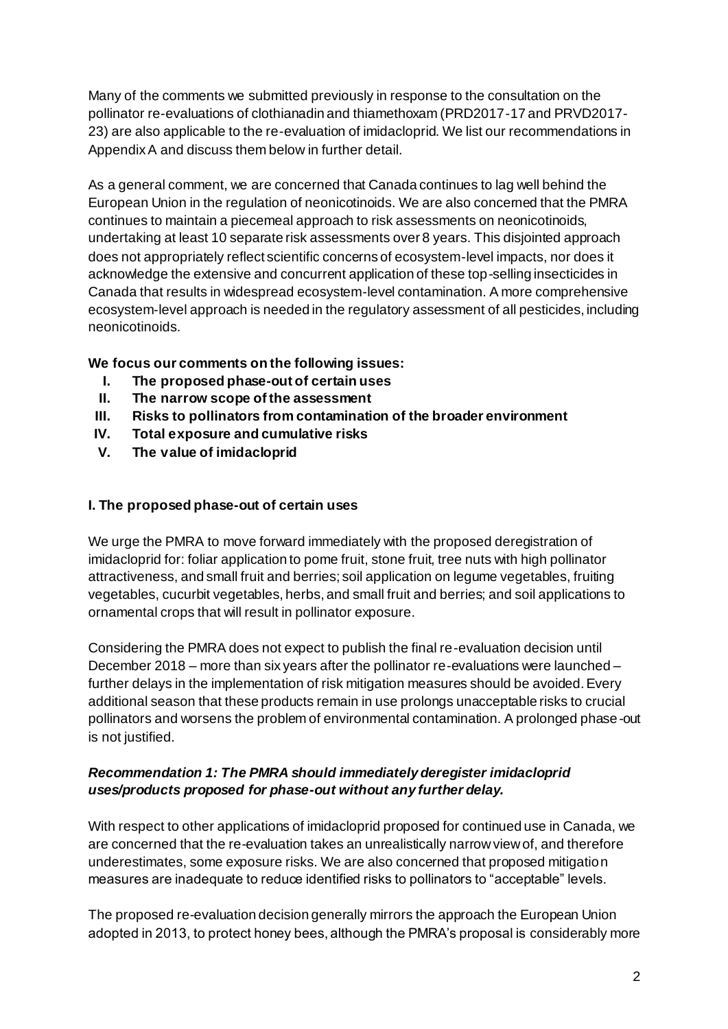Many of the comments we submitted previously in response to the consultation on the pollinator re-evaluations of clothianadin and thiamethoxam (PRD2017-17 and PRVD2017-23) are also applicable to the re-evaluation of imidacloprid. We list our recommendations in Appendix A and discuss them below in further detail.

As a general comment, we are concerned that Canada continues to lag well behind the European Union in the regulation of neonicotinoids. We are also concerned that the PMRA continues to maintain a piecemeal approach to risk assessments on neonicotinoids, undertaking at least 10 separate risk assessments over 8 years. This disjointed approach does not appropriately reflect scientific concerns of ecosystem-level impacts, nor does it acknowledge the extensive and concurrent application of these top-selling insecticides in Canada that results in widespread ecosystem-level contamination. A more comprehensive ecosystem-level approach is needed in the regulatory assessment of all pesticides, including neonicotinoids.

**We focus our comments on the following issues:**

- **I. The proposed phase-out of certain uses**
- **II. The narrow scope of the assessment**
- **III. Risks to pollinators from contamination of the broader environment**
- **IV. Total exposure and cumulative risks**
- **V. The value of imidacloprid**

## I. The proposed phase-out of certain uses

We urge the PMRA to move forward immediately with the proposed deregistration of imidacloprid for: foliar application to pome fruit, stone fruit, tree nuts with high pollinator attractiveness, and small fruit and berries; soil application on legume vegetables, fruiting vegetables, cucurbit vegetables, herbs, and small fruit and berries; and soil applications to ornamental crops that will result in pollinator exposure.

Considering the PMRA does not expect to publish the final re-evaluation decision until December 2018 – more than six years after the pollinator re-evaluations were launched – further delays in the implementation of risk mitigation measures should be avoided. Every additional season that these products remain in use prolongs unacceptable risks to crucial pollinators and worsens the problem of environmental contamination. A prolonged phase-out is not justified.

***Recommendation 1: The PMRA should immediately deregister imidacloprid uses/products proposed for phase-out without any further delay.***

With respect to other applications of imidacloprid proposed for continued use in Canada, we are concerned that the re-evaluation takes an unrealistically narrow view of, and therefore underestimates, some exposure risks. We are also concerned that proposed mitigation measures are inadequate to reduce identified risks to pollinators to "acceptable" levels.

The proposed re-evaluation decision generally mirrors the approach the European Union adopted in 2013, to protect honey bees, although the PMRA's proposal is considerably more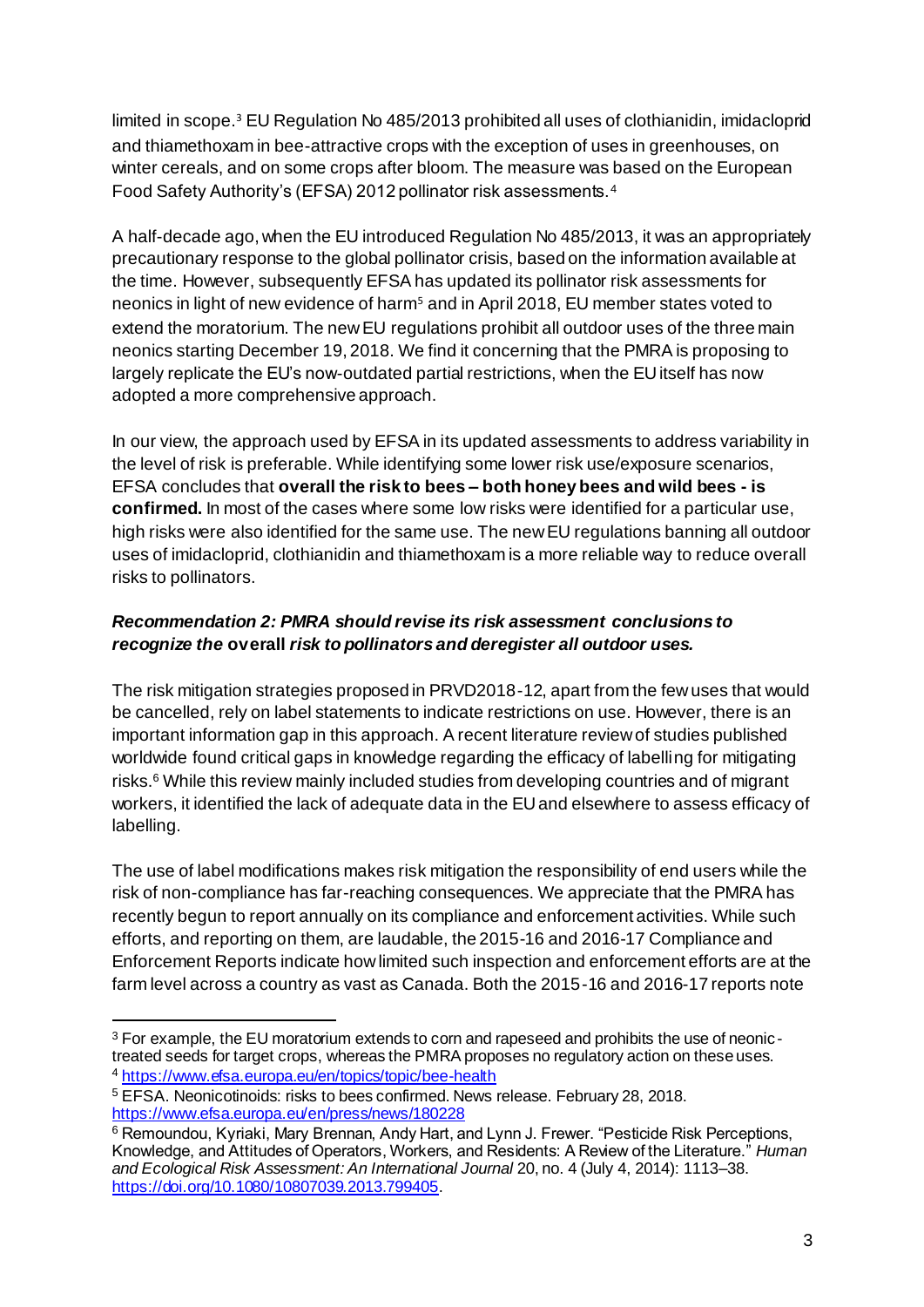limited in scope.[3] EU Regulation No 485/2013 prohibited all uses of clothianidin, imidacloprid and thiamethoxam in bee-attractive crops with the exception of uses in greenhouses, on winter cereals, and on some crops after bloom. The measure was based on the European Food Safety Authority's (EFSA) 2012 pollinator risk assessments.[4]

A half-decade ago, when the EU introduced Regulation No 485/2013, it was an appropriately precautionary response to the global pollinator crisis, based on the information available at the time. However, subsequently EFSA has updated its pollinator risk assessments for neonics in light of new evidence of harm[5] and in April 2018, EU member states voted to extend the moratorium. The new EU regulations prohibit all outdoor uses of the three main neonics starting December 19, 2018. We find it concerning that the PMRA is proposing to largely replicate the EU's now-outdated partial restrictions, when the EU itself has now adopted a more comprehensive approach.

In our view, the approach used by EFSA in its updated assessments to address variability in the level of risk is preferable. While identifying some lower risk use/exposure scenarios, EFSA concludes that **overall the risk to bees – both honey bees and wild bees - is confirmed.** In most of the cases where some low risks were identified for a particular use, high risks were also identified for the same use. The new EU regulations banning all outdoor uses of imidacloprid, clothianidin and thiamethoxam is a more reliable way to reduce overall risks to pollinators.

***Recommendation 2: PMRA should revise its risk assessment conclusions to recognize the* overall *risk to pollinators and deregister all outdoor uses.***

The risk mitigation strategies proposed in PRVD2018-12, apart from the few uses that would be cancelled, rely on label statements to indicate restrictions on use. However, there is an important information gap in this approach. A recent literature review of studies published worldwide found critical gaps in knowledge regarding the efficacy of labelling for mitigating risks.[6] While this review mainly included studies from developing countries and of migrant workers, it identified the lack of adequate data in the EU and elsewhere to assess efficacy of labelling.

The use of label modifications makes risk mitigation the responsibility of end users while the risk of non-compliance has far-reaching consequences. We appreciate that the PMRA has recently begun to report annually on its compliance and enforcement activities. While such efforts, and reporting on them, are laudable, the 2015-16 and 2016-17 Compliance and Enforcement Reports indicate how limited such inspection and enforcement efforts are at the farm level across a country as vast as Canada. Both the 2015-16 and 2016-17 reports note

---

[3] For example, the EU moratorium extends to corn and rapeseed and prohibits the use of neonic-treated seeds for target crops, whereas the PMRA proposes no regulatory action on these uses.

[4] https://www.efsa.europa.eu/en/topics/topic/bee-health

[5] EFSA. Neonicotinoids: risks to bees confirmed. News release. February 28, 2018. https://www.efsa.europa.eu/en/press/news/180228

[6] Remoundou, Kyriaki, Mary Brennan, Andy Hart, and Lynn J. Frewer. "Pesticide Risk Perceptions, Knowledge, and Attitudes of Operators, Workers, and Residents: A Review of the Literature." *Human and Ecological Risk Assessment: An International Journal* 20, no. 4 (July 4, 2014): 1113–38. https://doi.org/10.1080/10807039.2013.799405.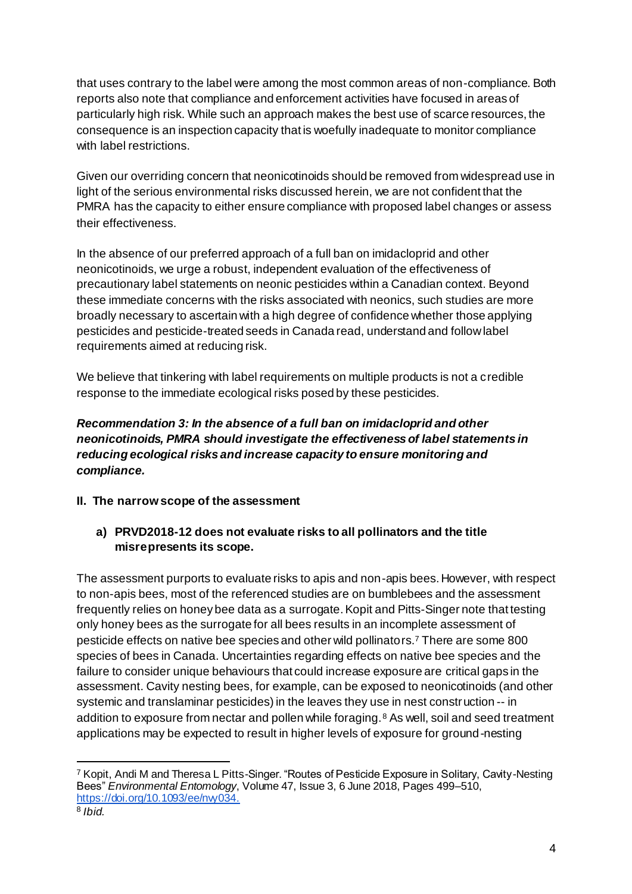that uses contrary to the label were among the most common areas of non-compliance. Both reports also note that compliance and enforcement activities have focused in areas of particularly high risk. While such an approach makes the best use of scarce resources, the consequence is an inspection capacity that is woefully inadequate to monitor compliance with label restrictions.

Given our overriding concern that neonicotinoids should be removed from widespread use in light of the serious environmental risks discussed herein, we are not confident that the PMRA has the capacity to either ensure compliance with proposed label changes or assess their effectiveness.

In the absence of our preferred approach of a full ban on imidacloprid and other neonicotinoids, we urge a robust, independent evaluation of the effectiveness of precautionary label statements on neonic pesticides within a Canadian context. Beyond these immediate concerns with the risks associated with neonics, such studies are more broadly necessary to ascertain with a high degree of confidence whether those applying pesticides and pesticide-treated seeds in Canada read, understand and follow label requirements aimed at reducing risk.

We believe that tinkering with label requirements on multiple products is not a credible response to the immediate ecological risks posed by these pesticides.

***Recommendation 3: In the absence of a full ban on imidacloprid and other neonicotinoids, PMRA should investigate the effectiveness of label statements in reducing ecological risks and increase capacity to ensure monitoring and compliance.***

## II. The narrow scope of the assessment

### a) PRVD2018-12 does not evaluate risks to all pollinators and the title misrepresents its scope.

The assessment purports to evaluate risks to apis and non-apis bees. However, with respect to non-apis bees, most of the referenced studies are on bumblebees and the assessment frequently relies on honey bee data as a surrogate. Kopit and Pitts-Singer note that testing only honey bees as the surrogate for all bees results in an incomplete assessment of pesticide effects on native bee species and other wild pollinators.[7] There are some 800 species of bees in Canada. Uncertainties regarding effects on native bee species and the failure to consider unique behaviours that could increase exposure are critical gaps in the assessment. Cavity nesting bees, for example, can be exposed to neonicotinoids (and other systemic and translaminar pesticides) in the leaves they use in nest construction -- in addition to exposure from nectar and pollen while foraging.[8] As well, soil and seed treatment applications may be expected to result in higher levels of exposure for ground-nesting

---

[7] Kopit, Andi M and Theresa L Pitts-Singer. "Routes of Pesticide Exposure in Solitary, Cavity-Nesting Bees" *Environmental Entomology*, Volume 47, Issue 3, 6 June 2018, Pages 499–510, https://doi.org/10.1093/ee/nvy034.

[8] *Ibid.*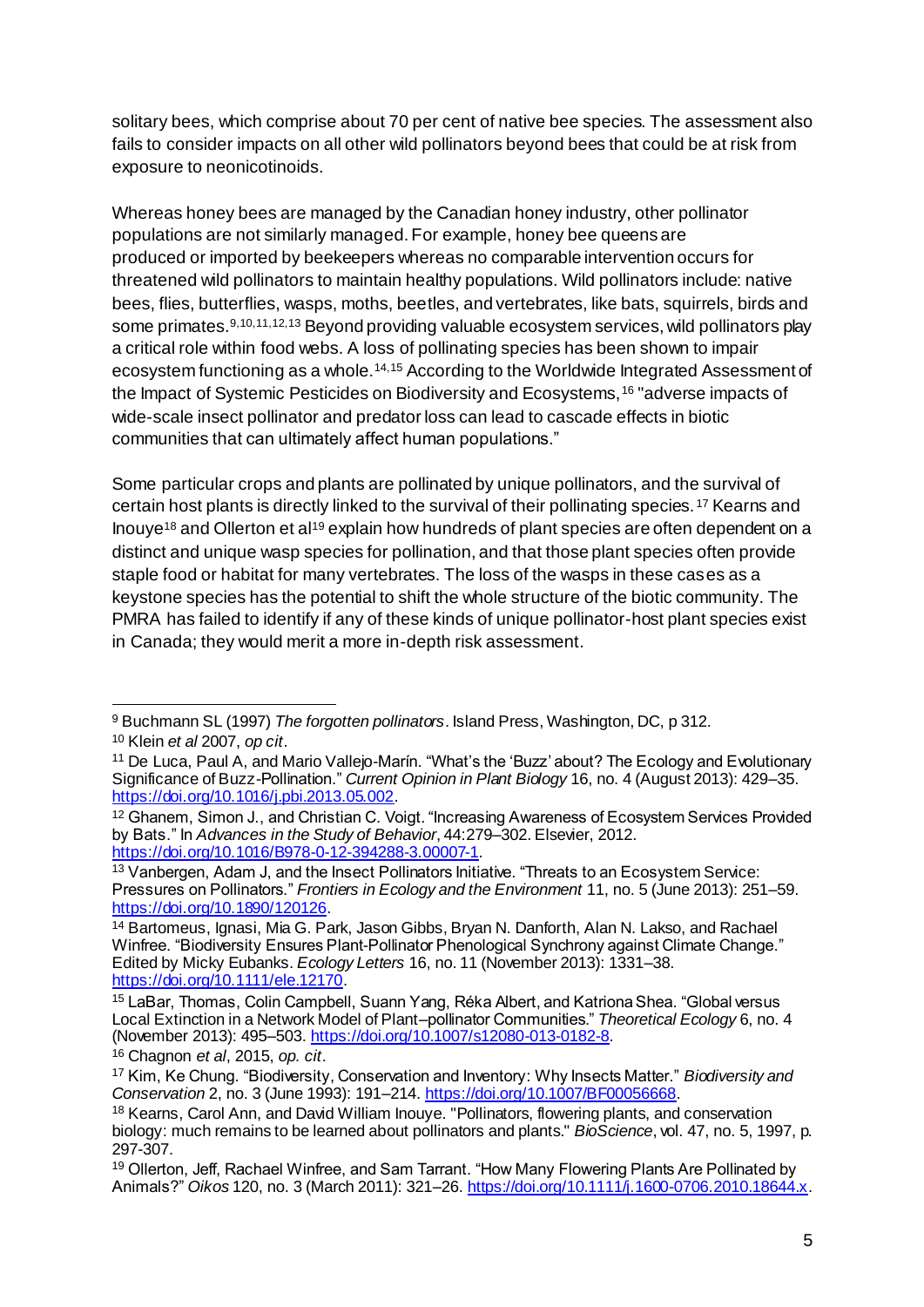solitary bees, which comprise about 70 per cent of native bee species. The assessment also fails to consider impacts on all other wild pollinators beyond bees that could be at risk from exposure to neonicotinoids.

Whereas honey bees are managed by the Canadian honey industry, other pollinator populations are not similarly managed. For example, honey bee queens are produced or imported by beekeepers whereas no comparable intervention occurs for threatened wild pollinators to maintain healthy populations. Wild pollinators include: native bees, flies, butterflies, wasps, moths, beetles, and vertebrates, like bats, squirrels, birds and some primates.[9,10,11,12,13] Beyond providing valuable ecosystem services, wild pollinators play a critical role within food webs. A loss of pollinating species has been shown to impair ecosystem functioning as a whole.[14,15] According to the Worldwide Integrated Assessment of the Impact of Systemic Pesticides on Biodiversity and Ecosystems,[16] "adverse impacts of wide-scale insect pollinator and predator loss can lead to cascade effects in biotic communities that can ultimately affect human populations."

Some particular crops and plants are pollinated by unique pollinators, and the survival of certain host plants is directly linked to the survival of their pollinating species.[17] Kearns and Inouye[18] and Ollerton et al[19] explain how hundreds of plant species are often dependent on a distinct and unique wasp species for pollination, and that those plant species often provide staple food or habitat for many vertebrates. The loss of the wasps in these cases as a keystone species has the potential to shift the whole structure of the biotic community. The PMRA has failed to identify if any of these kinds of unique pollinator-host plant species exist in Canada; they would merit a more in-depth risk assessment.

---

[9] Buchmann SL (1997) *The forgotten pollinators*. Island Press, Washington, DC, p 312.

[10] Klein *et al* 2007, *op cit*.

[11] De Luca, Paul A, and Mario Vallejo-Marín. "What's the 'Buzz' about? The Ecology and Evolutionary Significance of Buzz-Pollination." *Current Opinion in Plant Biology* 16, no. 4 (August 2013): 429–35. https://doi.org/10.1016/j.pbi.2013.05.002.

[12] Ghanem, Simon J., and Christian C. Voigt. "Increasing Awareness of Ecosystem Services Provided by Bats." In *Advances in the Study of Behavior*, 44:279–302. Elsevier, 2012. https://doi.org/10.1016/B978-0-12-394288-3.00007-1.

[13] Vanbergen, Adam J, and the Insect Pollinators Initiative. "Threats to an Ecosystem Service: Pressures on Pollinators." *Frontiers in Ecology and the Environment* 11, no. 5 (June 2013): 251–59. https://doi.org/10.1890/120126.

[14] Bartomeus, Ignasi, Mia G. Park, Jason Gibbs, Bryan N. Danforth, Alan N. Lakso, and Rachael Winfree. "Biodiversity Ensures Plant-Pollinator Phenological Synchrony against Climate Change." Edited by Micky Eubanks. *Ecology Letters* 16, no. 11 (November 2013): 1331–38. https://doi.org/10.1111/ele.12170.

[15] LaBar, Thomas, Colin Campbell, Suann Yang, Réka Albert, and Katriona Shea. "Global versus Local Extinction in a Network Model of Plant–pollinator Communities." *Theoretical Ecology* 6, no. 4 (November 2013): 495–503. https://doi.org/10.1007/s12080-013-0182-8.

[16] Chagnon *et al*, 2015, *op. cit*.

[17] Kim, Ke Chung. "Biodiversity, Conservation and Inventory: Why Insects Matter." *Biodiversity and Conservation* 2, no. 3 (June 1993): 191–214. https://doi.org/10.1007/BF00056668.

[18] Kearns, Carol Ann, and David William Inouye. "Pollinators, flowering plants, and conservation biology: much remains to be learned about pollinators and plants." *BioScience*, vol. 47, no. 5, 1997, p. 297-307.

[19] Ollerton, Jeff, Rachael Winfree, and Sam Tarrant. "How Many Flowering Plants Are Pollinated by Animals?" *Oikos* 120, no. 3 (March 2011): 321–26. https://doi.org/10.1111/j.1600-0706.2010.18644.x.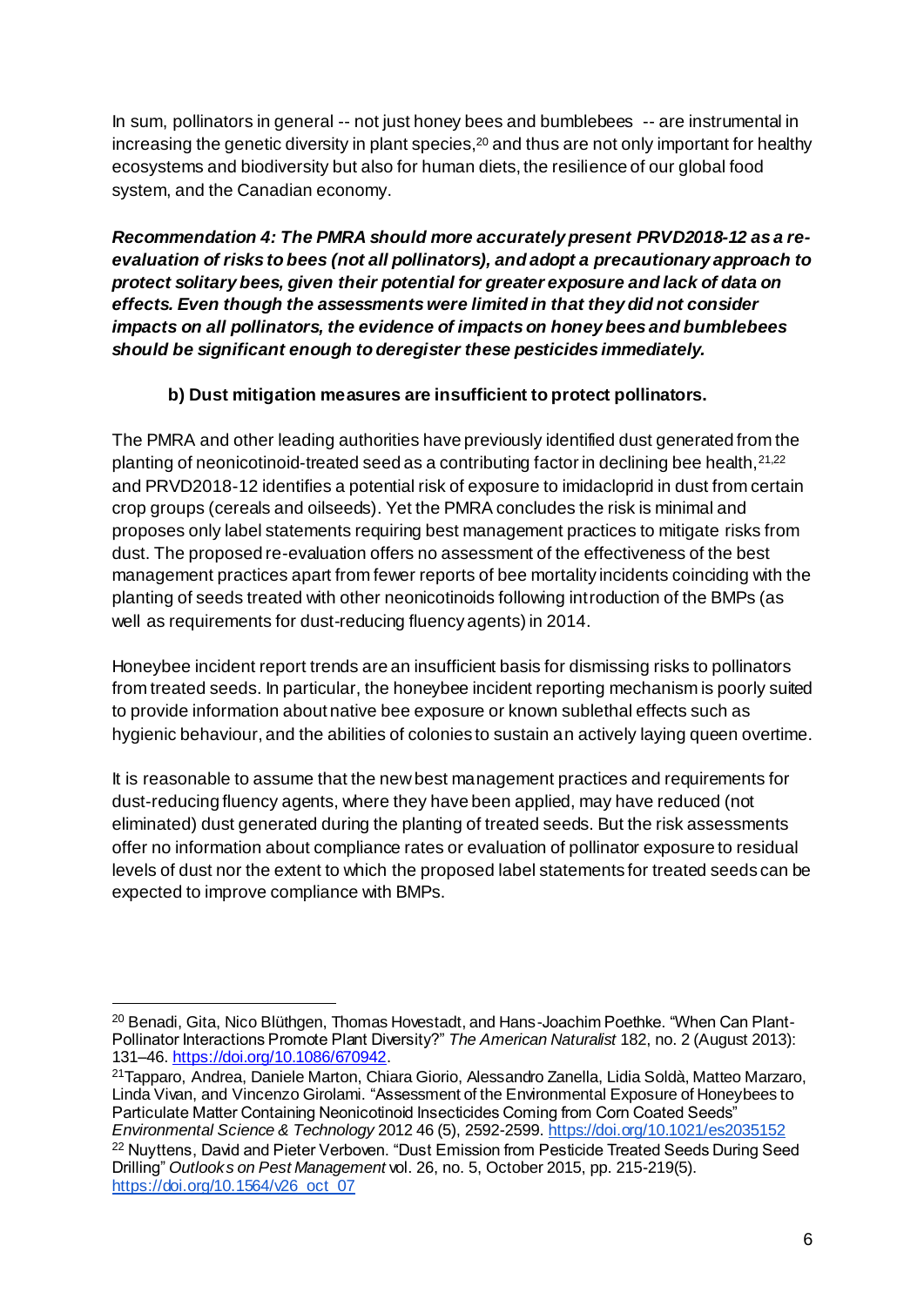In sum, pollinators in general -- not just honey bees and bumblebees -- are instrumental in increasing the genetic diversity in plant species,[20] and thus are not only important for healthy ecosystems and biodiversity but also for human diets, the resilience of our global food system, and the Canadian economy.

***Recommendation 4: The PMRA should more accurately present PRVD2018-12 as a re-evaluation of risks to bees (not all pollinators), and adopt a precautionary approach to protect solitary bees, given their potential for greater exposure and lack of data on effects. Even though the assessments were limited in that they did not consider impacts on all pollinators, the evidence of impacts on honey bees and bumblebees should be significant enough to deregister these pesticides immediately.***

#### b) Dust mitigation measures are insufficient to protect pollinators.

The PMRA and other leading authorities have previously identified dust generated from the planting of neonicotinoid-treated seed as a contributing factor in declining bee health,[21,22] and PRVD2018-12 identifies a potential risk of exposure to imidacloprid in dust from certain crop groups (cereals and oilseeds). Yet the PMRA concludes the risk is minimal and proposes only label statements requiring best management practices to mitigate risks from dust. The proposed re-evaluation offers no assessment of the effectiveness of the best management practices apart from fewer reports of bee mortality incidents coinciding with the planting of seeds treated with other neonicotinoids following introduction of the BMPs (as well as requirements for dust-reducing fluency agents) in 2014.

Honeybee incident report trends are an insufficient basis for dismissing risks to pollinators from treated seeds. In particular, the honeybee incident reporting mechanism is poorly suited to provide information about native bee exposure or known sublethal effects such as hygienic behaviour, and the abilities of colonies to sustain an actively laying queen overtime.

It is reasonable to assume that the new best management practices and requirements for dust-reducing fluency agents, where they have been applied, may have reduced (not eliminated) dust generated during the planting of treated seeds. But the risk assessments offer no information about compliance rates or evaluation of pollinator exposure to residual levels of dust nor the extent to which the proposed label statements for treated seeds can be expected to improve compliance with BMPs.

---

[20] Benadi, Gita, Nico Blüthgen, Thomas Hovestadt, and Hans-Joachim Poethke. "When Can Plant-Pollinator Interactions Promote Plant Diversity?" *The American Naturalist* 182, no. 2 (August 2013): 131–46. https://doi.org/10.1086/670942.

[21] Tapparo, Andrea, Daniele Marton, Chiara Giorio, Alessandro Zanella, Lidia Soldà, Matteo Marzaro, Linda Vivan, and Vincenzo Girolami. "Assessment of the Environmental Exposure of Honeybees to Particulate Matter Containing Neonicotinoid Insecticides Coming from Corn Coated Seeds" *Environmental Science & Technology* 2012 46 (5), 2592-2599. https://doi.org/10.1021/es2035152

[22] Nuyttens, David and Pieter Verboven. "Dust Emission from Pesticide Treated Seeds During Seed Drilling" *Outlooks on Pest Management* vol. 26, no. 5, October 2015, pp. 215-219(5). https://doi.org/10.1564/v26_oct_07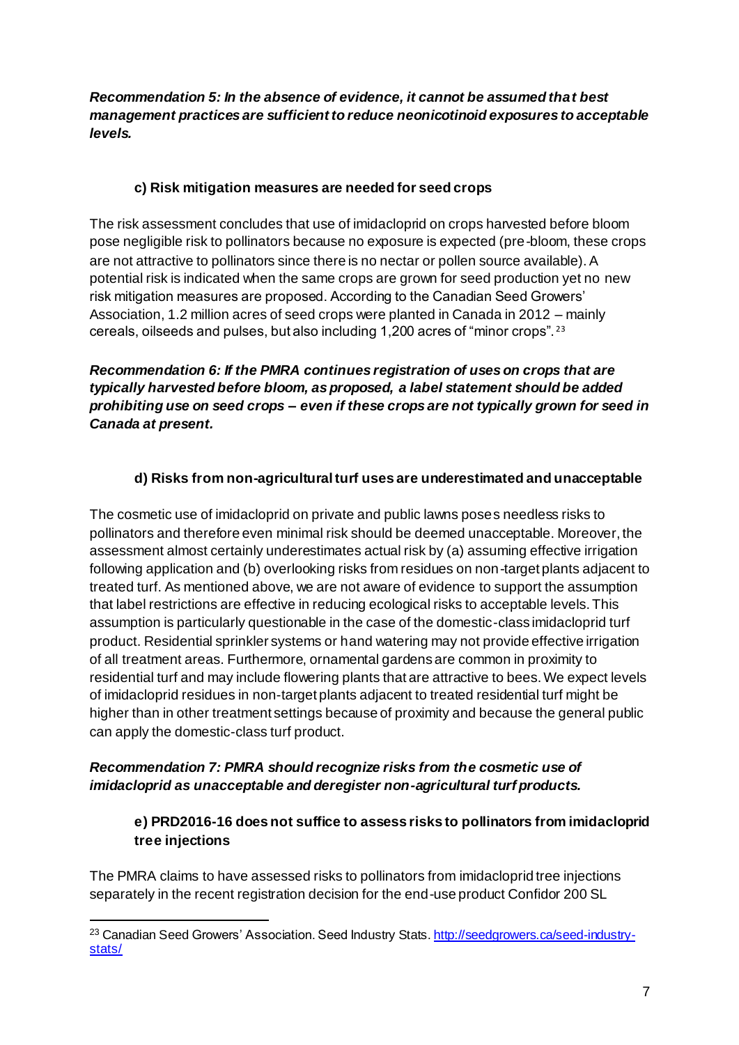***Recommendation 5: In the absence of evidence, it cannot be assumed that best management practices are sufficient to reduce neonicotinoid exposures to acceptable levels.***

#### c) Risk mitigation measures are needed for seed crops

The risk assessment concludes that use of imidacloprid on crops harvested before bloom pose negligible risk to pollinators because no exposure is expected (pre-bloom, these crops are not attractive to pollinators since there is no nectar or pollen source available). A potential risk is indicated when the same crops are grown for seed production yet no new risk mitigation measures are proposed. According to the Canadian Seed Growers' Association, 1.2 million acres of seed crops were planted in Canada in 2012 – mainly cereals, oilseeds and pulses, but also including 1,200 acres of "minor crops".[23]

***Recommendation 6: If the PMRA continues registration of uses on crops that are typically harvested before bloom, as proposed, a label statement should be added prohibiting use on seed crops – even if these crops are not typically grown for seed in Canada at present.***

#### d) Risks from non-agricultural turf uses are underestimated and unacceptable

The cosmetic use of imidacloprid on private and public lawns poses needless risks to pollinators and therefore even minimal risk should be deemed unacceptable. Moreover, the assessment almost certainly underestimates actual risk by (a) assuming effective irrigation following application and (b) overlooking risks from residues on non-target plants adjacent to treated turf. As mentioned above, we are not aware of evidence to support the assumption that label restrictions are effective in reducing ecological risks to acceptable levels. This assumption is particularly questionable in the case of the domestic-class imidacloprid turf product. Residential sprinkler systems or hand watering may not provide effective irrigation of all treatment areas. Furthermore, ornamental gardens are common in proximity to residential turf and may include flowering plants that are attractive to bees. We expect levels of imidacloprid residues in non-target plants adjacent to treated residential turf might be higher than in other treatment settings because of proximity and because the general public can apply the domestic-class turf product.

***Recommendation 7: PMRA should recognize risks from the cosmetic use of imidacloprid as unacceptable and deregister non-agricultural turf products.***

#### e) PRD2016-16 does not suffice to assess risks to pollinators from imidacloprid tree injections

The PMRA claims to have assessed risks to pollinators from imidacloprid tree injections separately in the recent registration decision for the end-use product Confidor 200 SL

---

[23] Canadian Seed Growers' Association. Seed Industry Stats. http://seedgrowers.ca/seed-industry-stats/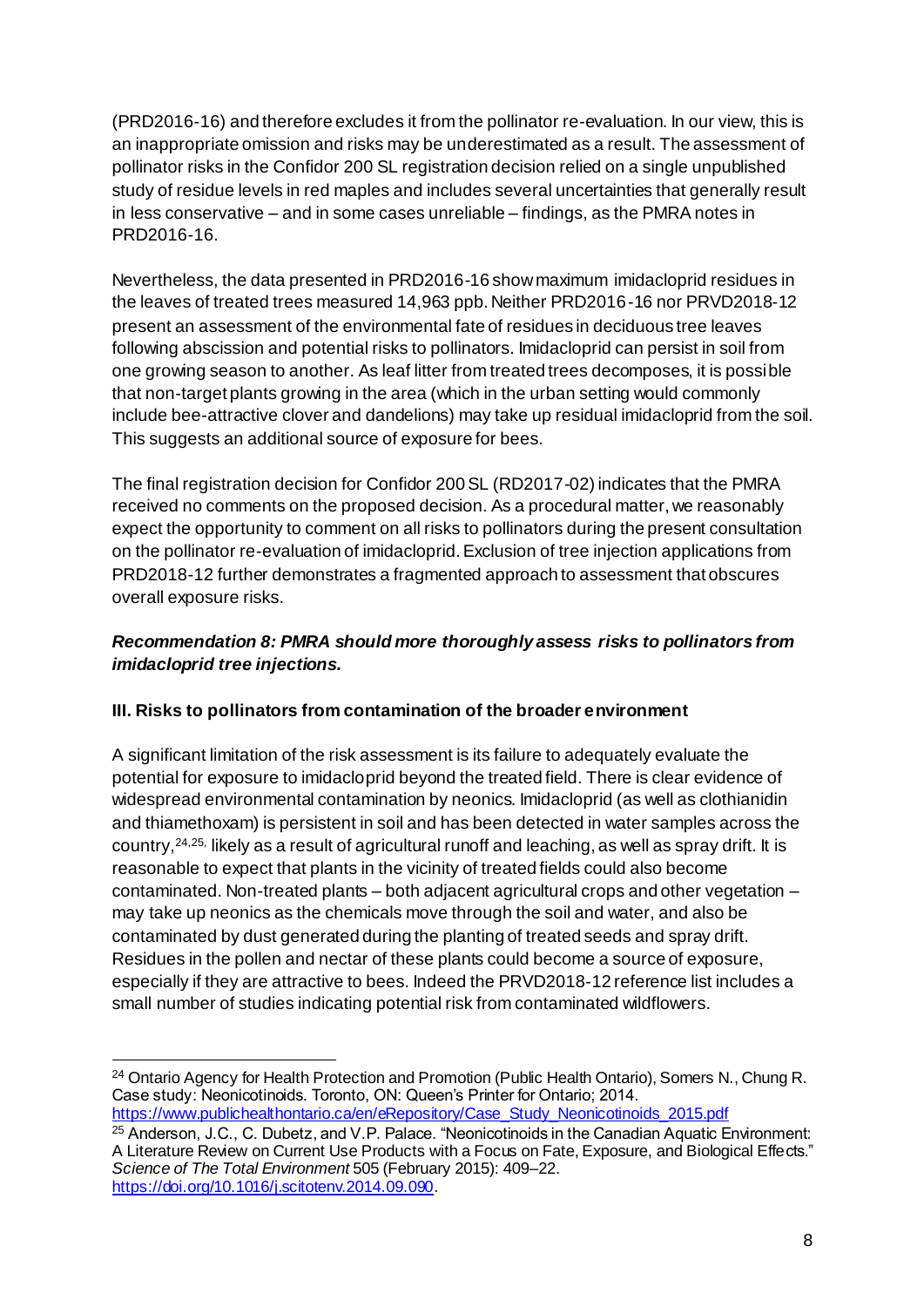(PRD2016-16) and therefore excludes it from the pollinator re-evaluation. In our view, this is an inappropriate omission and risks may be underestimated as a result. The assessment of pollinator risks in the Confidor 200 SL registration decision relied on a single unpublished study of residue levels in red maples and includes several uncertainties that generally result in less conservative – and in some cases unreliable – findings, as the PMRA notes in PRD2016-16.

Nevertheless, the data presented in PRD2016-16 show maximum imidacloprid residues in the leaves of treated trees measured 14,963 ppb. Neither PRD2016-16 nor PRVD2018-12 present an assessment of the environmental fate of residues in deciduous tree leaves following abscission and potential risks to pollinators. Imidacloprid can persist in soil from one growing season to another. As leaf litter from treated trees decomposes, it is possible that non-target plants growing in the area (which in the urban setting would commonly include bee-attractive clover and dandelions) may take up residual imidacloprid from the soil. This suggests an additional source of exposure for bees.

The final registration decision for Confidor 200 SL (RD2017-02) indicates that the PMRA received no comments on the proposed decision. As a procedural matter, we reasonably expect the opportunity to comment on all risks to pollinators during the present consultation on the pollinator re-evaluation of imidacloprid. Exclusion of tree injection applications from PRD2018-12 further demonstrates a fragmented approach to assessment that obscures overall exposure risks.

***Recommendation 8: PMRA should more thoroughly assess risks to pollinators from imidacloprid tree injections.***

**III. Risks to pollinators from contamination of the broader environment**

A significant limitation of the risk assessment is its failure to adequately evaluate the potential for exposure to imidacloprid beyond the treated field. There is clear evidence of widespread environmental contamination by neonics. Imidacloprid (as well as clothianidin and thiamethoxam) is persistent in soil and has been detected in water samples across the country,[24,25,] likely as a result of agricultural runoff and leaching, as well as spray drift. It is reasonable to expect that plants in the vicinity of treated fields could also become contaminated. Non-treated plants – both adjacent agricultural crops and other vegetation – may take up neonics as the chemicals move through the soil and water, and also be contaminated by dust generated during the planting of treated seeds and spray drift. Residues in the pollen and nectar of these plants could become a source of exposure, especially if they are attractive to bees. Indeed the PRVD2018-12 reference list includes a small number of studies indicating potential risk from contaminated wildflowers.

---

[24] Ontario Agency for Health Protection and Promotion (Public Health Ontario), Somers N., Chung R. Case study: Neonicotinoids. Toronto, ON: Queen's Printer for Ontario; 2014. https://www.publichealthontario.ca/en/eRepository/Case_Study_Neonicotinoids_2015.pdf

[25] Anderson, J.C., C. Dubetz, and V.P. Palace. "Neonicotinoids in the Canadian Aquatic Environment: A Literature Review on Current Use Products with a Focus on Fate, Exposure, and Biological Effects." *Science of The Total Environment* 505 (February 2015): 409–22. https://doi.org/10.1016/j.scitotenv.2014.09.090.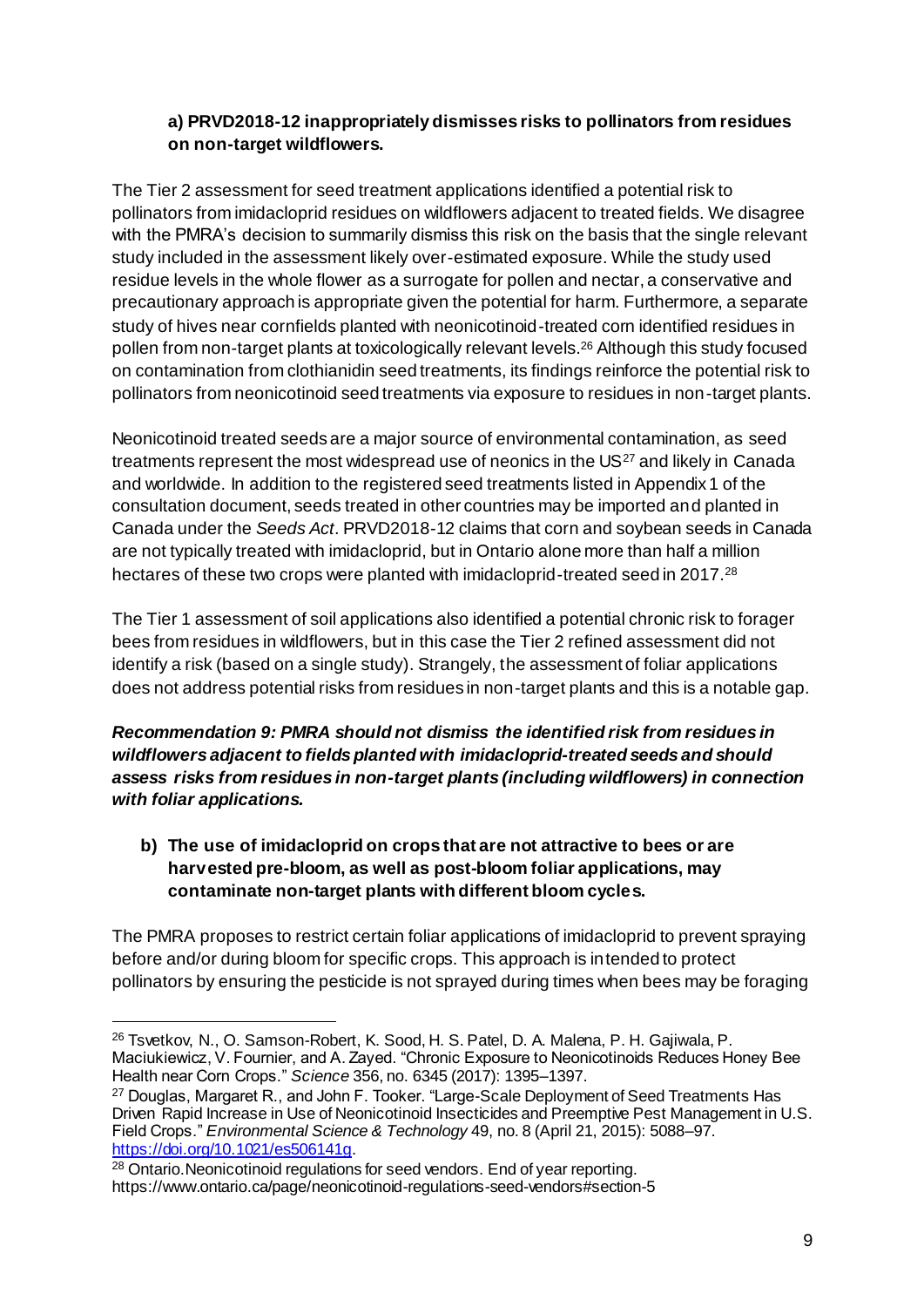**a) PRVD2018-12 inappropriately dismisses risks to pollinators from residues on non-target wildflowers.**

The Tier 2 assessment for seed treatment applications identified a potential risk to pollinators from imidacloprid residues on wildflowers adjacent to treated fields. We disagree with the PMRA's decision to summarily dismiss this risk on the basis that the single relevant study included in the assessment likely over-estimated exposure. While the study used residue levels in the whole flower as a surrogate for pollen and nectar, a conservative and precautionary approach is appropriate given the potential for harm. Furthermore, a separate study of hives near cornfields planted with neonicotinoid-treated corn identified residues in pollen from non-target plants at toxicologically relevant levels.[26] Although this study focused on contamination from clothianidin seed treatments, its findings reinforce the potential risk to pollinators from neonicotinoid seed treatments via exposure to residues in non-target plants.

Neonicotinoid treated seeds are a major source of environmental contamination, as seed treatments represent the most widespread use of neonics in the US[27] and likely in Canada and worldwide. In addition to the registered seed treatments listed in Appendix 1 of the consultation document, seeds treated in other countries may be imported and planted in Canada under the *Seeds Act*. PRVD2018-12 claims that corn and soybean seeds in Canada are not typically treated with imidacloprid, but in Ontario alone more than half a million hectares of these two crops were planted with imidacloprid-treated seed in 2017.[28]

The Tier 1 assessment of soil applications also identified a potential chronic risk to forager bees from residues in wildflowers, but in this case the Tier 2 refined assessment did not identify a risk (based on a single study). Strangely, the assessment of foliar applications does not address potential risks from residues in non-target plants and this is a notable gap.

***Recommendation 9: PMRA should not dismiss the identified risk from residues in wildflowers adjacent to fields planted with imidacloprid-treated seeds and should assess risks from residues in non-target plants (including wildflowers) in connection with foliar applications.***

**b) The use of imidacloprid on crops that are not attractive to bees or are harvested pre-bloom, as well as post-bloom foliar applications, may contaminate non-target plants with different bloom cycles.**

The PMRA proposes to restrict certain foliar applications of imidacloprid to prevent spraying before and/or during bloom for specific crops. This approach is intended to protect pollinators by ensuring the pesticide is not sprayed during times when bees may be foraging

---

[26] Tsvetkov, N., O. Samson-Robert, K. Sood, H. S. Patel, D. A. Malena, P. H. Gajiwala, P. Maciukiewicz, V. Fournier, and A. Zayed. "Chronic Exposure to Neonicotinoids Reduces Honey Bee Health near Corn Crops." *Science* 356, no. 6345 (2017): 1395–1397.

[27] Douglas, Margaret R., and John F. Tooker. "Large-Scale Deployment of Seed Treatments Has Driven Rapid Increase in Use of Neonicotinoid Insecticides and Preemptive Pest Management in U.S. Field Crops." *Environmental Science & Technology* 49, no. 8 (April 21, 2015): 5088–97. https://doi.org/10.1021/es506141g.

[28] Ontario.Neonicotinoid regulations for seed vendors. End of year reporting. https://www.ontario.ca/page/neonicotinoid-regulations-seed-vendors#section-5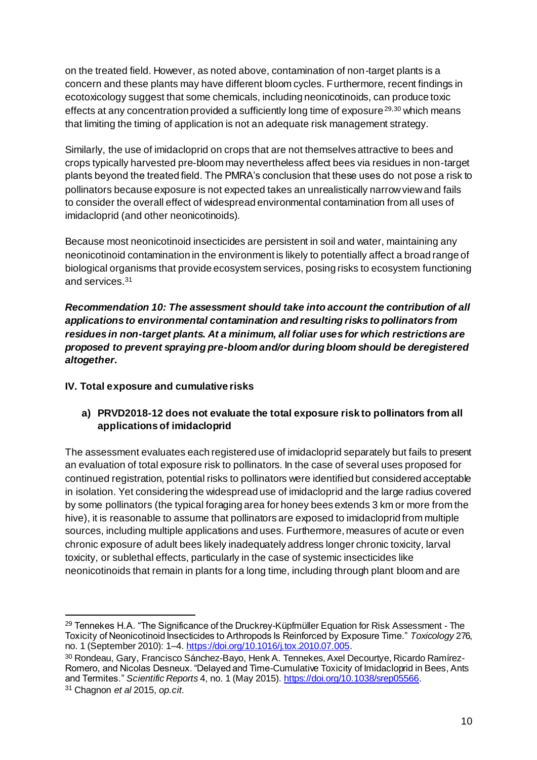on the treated field. However, as noted above, contamination of non-target plants is a concern and these plants may have different bloom cycles. Furthermore, recent findings in ecotoxicology suggest that some chemicals, including neonicotinoids, can produce toxic effects at any concentration provided a sufficiently long time of exposure[29,30] which means that limiting the timing of application is not an adequate risk management strategy.

Similarly, the use of imidacloprid on crops that are not themselves attractive to bees and crops typically harvested pre-bloom may nevertheless affect bees via residues in non-target plants beyond the treated field. The PMRA's conclusion that these uses do not pose a risk to pollinators because exposure is not expected takes an unrealistically narrow view and fails to consider the overall effect of widespread environmental contamination from all uses of imidacloprid (and other neonicotinoids).

Because most neonicotinoid insecticides are persistent in soil and water, maintaining any neonicotinoid contamination in the environment is likely to potentially affect a broad range of biological organisms that provide ecosystem services, posing risks to ecosystem functioning and services.[31]

***Recommendation 10: The assessment should take into account the contribution of all applications to environmental contamination and resulting risks to pollinators from residues in non-target plants. At a minimum, all foliar uses for which restrictions are proposed to prevent spraying pre-bloom and/or during bloom should be deregistered altogether.***

**IV. Total exposure and cumulative risks**

**a) PRVD2018-12 does not evaluate the total exposure risk to pollinators from all applications of imidacloprid**

The assessment evaluates each registered use of imidacloprid separately but fails to present an evaluation of total exposure risk to pollinators. In the case of several uses proposed for continued registration, potential risks to pollinators were identified but considered acceptable in isolation. Yet considering the widespread use of imidacloprid and the large radius covered by some pollinators (the typical foraging area for honey bees extends 3 km or more from the hive), it is reasonable to assume that pollinators are exposed to imidacloprid from multiple sources, including multiple applications and uses. Furthermore, measures of acute or even chronic exposure of adult bees likely inadequately address longer chronic toxicity, larval toxicity, or sublethal effects, particularly in the case of systemic insecticides like neonicotinoids that remain in plants for a long time, including through plant bloom and are

---

[29] Tennekes H.A. "The Significance of the Druckrey-Küpfmüller Equation for Risk Assessment - The Toxicity of Neonicotinoid Insecticides to Arthropods Is Reinforced by Exposure Time." *Toxicology* 276, no. 1 (September 2010): 1–4. https://doi.org/10.1016/j.tox.2010.07.005.

[30] Rondeau, Gary, Francisco Sánchez-Bayo, Henk A. Tennekes, Axel Decourtye, Ricardo Ramírez-Romero, and Nicolas Desneux. "Delayed and Time-Cumulative Toxicity of Imidacloprid in Bees, Ants and Termites." *Scientific Reports* 4, no. 1 (May 2015). https://doi.org/10.1038/srep05566.

[31] Chagnon *et al* 2015, *op.cit.*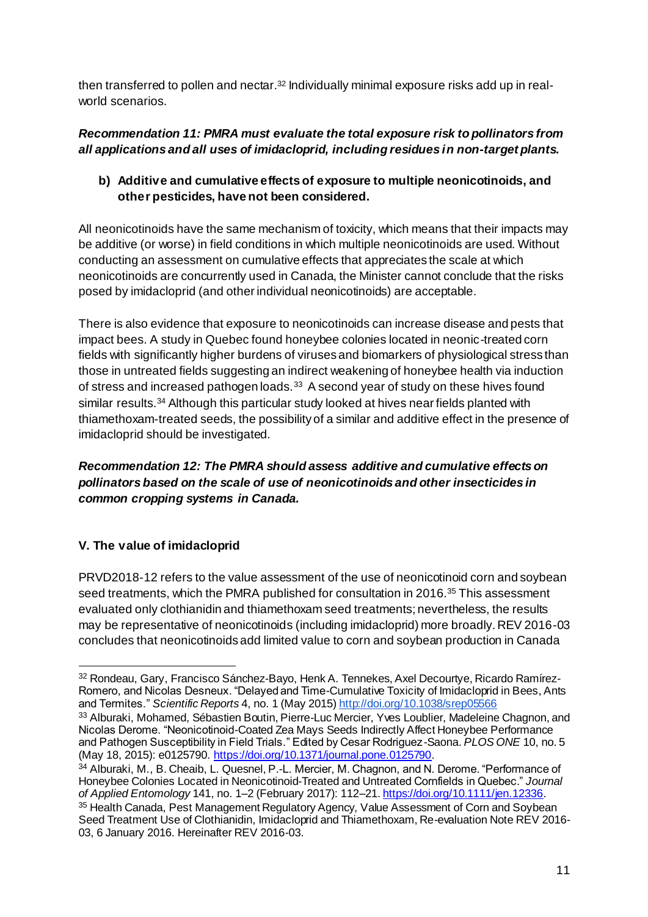then transferred to pollen and nectar.[32] Individually minimal exposure risks add up in real-world scenarios.

***Recommendation 11: PMRA must evaluate the total exposure risk to pollinators from all applications and all uses of imidacloprid, including residues in non-target plants.***

**b) Additive and cumulative effects of exposure to multiple neonicotinoids, and other pesticides, have not been considered.**

All neonicotinoids have the same mechanism of toxicity, which means that their impacts may be additive (or worse) in field conditions in which multiple neonicotinoids are used. Without conducting an assessment on cumulative effects that appreciates the scale at which neonicotinoids are concurrently used in Canada, the Minister cannot conclude that the risks posed by imidacloprid (and other individual neonicotinoids) are acceptable.

There is also evidence that exposure to neonicotinoids can increase disease and pests that impact bees. A study in Quebec found honeybee colonies located in neonic-treated corn fields with significantly higher burdens of viruses and biomarkers of physiological stress than those in untreated fields suggesting an indirect weakening of honeybee health via induction of stress and increased pathogen loads.[33] A second year of study on these hives found similar results.[34] Although this particular study looked at hives near fields planted with thiamethoxam-treated seeds, the possibility of a similar and additive effect in the presence of imidacloprid should be investigated.

***Recommendation 12: The PMRA should assess additive and cumulative effects on pollinators based on the scale of use of neonicotinoids and other insecticides in common cropping systems in Canada.***

### V. The value of imidacloprid

PRVD2018-12 refers to the value assessment of the use of neonicotinoid corn and soybean seed treatments, which the PMRA published for consultation in 2016.[35] This assessment evaluated only clothianidin and thiamethoxam seed treatments; nevertheless, the results may be representative of neonicotinoids (including imidacloprid) more broadly. REV 2016-03 concludes that neonicotinoids add limited value to corn and soybean production in Canada

---

[32] Rondeau, Gary, Francisco Sánchez-Bayo, Henk A. Tennekes, Axel Decourtye, Ricardo Ramírez-Romero, and Nicolas Desneux. "Delayed and Time-Cumulative Toxicity of Imidacloprid in Bees, Ants and Termites." *Scientific Reports* 4, no. 1 (May 2015) http://doi.org/10.1038/srep05566

[33] Alburaki, Mohamed, Sébastien Boutin, Pierre-Luc Mercier, Yves Loublier, Madeleine Chagnon, and Nicolas Derome. "Neonicotinoid-Coated Zea Mays Seeds Indirectly Affect Honeybee Performance and Pathogen Susceptibility in Field Trials." Edited by Cesar Rodriguez-Saona. *PLOS ONE* 10, no. 5 (May 18, 2015): e0125790. https://doi.org/10.1371/journal.pone.0125790.

[34] Alburaki, M., B. Cheaib, L. Quesnel, P.-L. Mercier, M. Chagnon, and N. Derome. "Performance of Honeybee Colonies Located in Neonicotinoid-Treated and Untreated Cornfields in Quebec." *Journal of Applied Entomology* 141, no. 1–2 (February 2017): 112–21. https://doi.org/10.1111/jen.12336.

[35] Health Canada, Pest Management Regulatory Agency, Value Assessment of Corn and Soybean Seed Treatment Use of Clothianidin, Imidacloprid and Thiamethoxam, Re-evaluation Note REV 2016-03, 6 January 2016. Hereinafter REV 2016-03.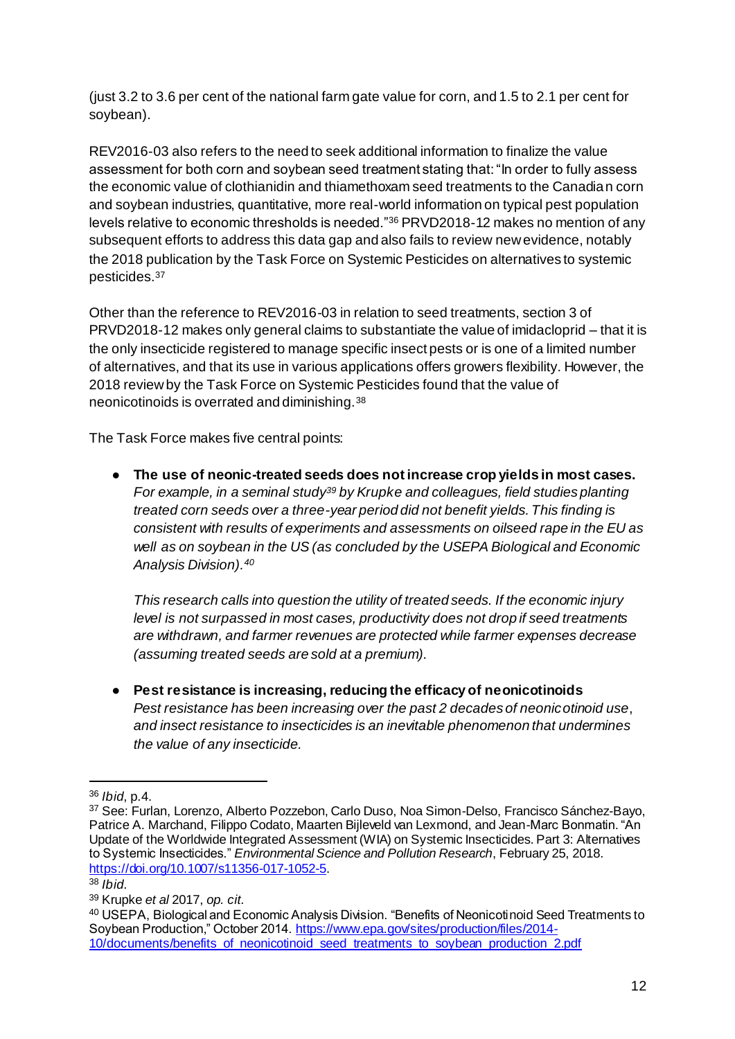(just 3.2 to 3.6 per cent of the national farm gate value for corn, and 1.5 to 2.1 per cent for soybean).

REV2016-03 also refers to the need to seek additional information to finalize the value assessment for both corn and soybean seed treatment stating that: "In order to fully assess the economic value of clothianidin and thiamethoxam seed treatments to the Canadian corn and soybean industries, quantitative, more real-world information on typical pest population levels relative to economic thresholds is needed."[36] PRVD2018-12 makes no mention of any subsequent efforts to address this data gap and also fails to review new evidence, notably the 2018 publication by the Task Force on Systemic Pesticides on alternatives to systemic pesticides.[37]

Other than the reference to REV2016-03 in relation to seed treatments, section 3 of PRVD2018-12 makes only general claims to substantiate the value of imidacloprid – that it is the only insecticide registered to manage specific insect pests or is one of a limited number of alternatives, and that its use in various applications offers growers flexibility. However, the 2018 review by the Task Force on Systemic Pesticides found that the value of neonicotinoids is overrated and diminishing.[38]

The Task Force makes five central points:

- **The use of neonic-treated seeds does not increase crop yields in most cases.** *For example, in a seminal study[39] by Krupke and colleagues, field studies planting treated corn seeds over a three-year period did not benefit yields. This finding is consistent with results of experiments and assessments on oilseed rape in the EU as well as on soybean in the US (as concluded by the USEPA Biological and Economic Analysis Division).[40]*

  *This research calls into question the utility of treated seeds. If the economic injury level is not surpassed in most cases, productivity does not drop if seed treatments are withdrawn, and farmer revenues are protected while farmer expenses decrease (assuming treated seeds are sold at a premium).*

- **Pest resistance is increasing, reducing the efficacy of neonicotinoids** *Pest resistance has been increasing over the past 2 decades of neonicotinoid use, and insect resistance to insecticides is an inevitable phenomenon that undermines the value of any insecticide.*

---

[36] *Ibid*, p.4.

[37] See: Furlan, Lorenzo, Alberto Pozzebon, Carlo Duso, Noa Simon-Delso, Francisco Sánchez-Bayo, Patrice A. Marchand, Filippo Codato, Maarten Bijleveld van Lexmond, and Jean-Marc Bonmatin. "An Update of the Worldwide Integrated Assessment (WIA) on Systemic Insecticides. Part 3: Alternatives to Systemic Insecticides." *Environmental Science and Pollution Research*, February 25, 2018. https://doi.org/10.1007/s11356-017-1052-5.

[38] *Ibid.*

[39] Krupke *et al* 2017, *op. cit.*

[40] USEPA, Biological and Economic Analysis Division. "Benefits of Neonicotinoid Seed Treatments to Soybean Production," October 2014. https://www.epa.gov/sites/production/files/2014-10/documents/benefits_of_neonicotinoid_seed_treatments_to_soybean_production_2.pdf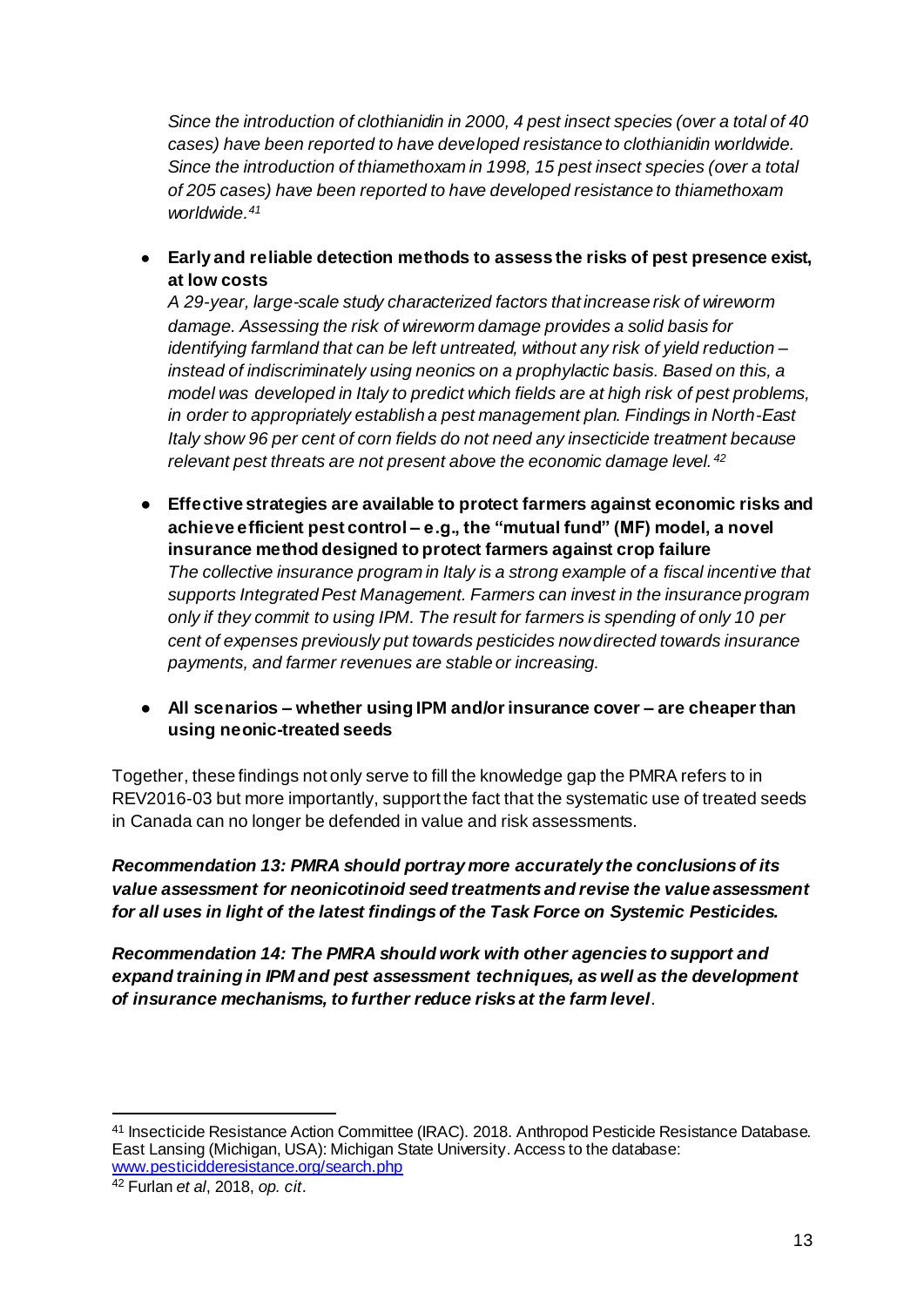*Since the introduction of clothianidin in 2000, 4 pest insect species (over a total of 40 cases) have been reported to have developed resistance to clothianidin worldwide. Since the introduction of thiamethoxam in 1998, 15 pest insect species (over a total of 205 cases) have been reported to have developed resistance to thiamethoxam worldwide.*[41]

- **Early and reliable detection methods to assess the risks of pest presence exist, at low costs**
  *A 29-year, large-scale study characterized factors that increase risk of wireworm damage. Assessing the risk of wireworm damage provides a solid basis for identifying farmland that can be left untreated, without any risk of yield reduction – instead of indiscriminately using neonics on a prophylactic basis. Based on this, a model was developed in Italy to predict which fields are at high risk of pest problems, in order to appropriately establish a pest management plan. Findings in North-East Italy show 96 per cent of corn fields do not need any insecticide treatment because relevant pest threats are not present above the economic damage level.*[42]

- **Effective strategies are available to protect farmers against economic risks and achieve efficient pest control – e.g., the "mutual fund" (MF) model, a novel insurance method designed to protect farmers against crop failure**
  *The collective insurance program in Italy is a strong example of a fiscal incentive that supports Integrated Pest Management. Farmers can invest in the insurance program only if they commit to using IPM. The result for farmers is spending of only 10 per cent of expenses previously put towards pesticides now directed towards insurance payments, and farmer revenues are stable or increasing.*

- **All scenarios – whether using IPM and/or insurance cover – are cheaper than using neonic-treated seeds**

Together, these findings not only serve to fill the knowledge gap the PMRA refers to in REV2016-03 but more importantly, support the fact that the systematic use of treated seeds in Canada can no longer be defended in value and risk assessments.

***Recommendation 13: PMRA should portray more accurately the conclusions of its value assessment for neonicotinoid seed treatments and revise the value assessment for all uses in light of the latest findings of the Task Force on Systemic Pesticides.***

***Recommendation 14: The PMRA should work with other agencies to support and expand training in IPM and pest assessment techniques, as well as the development of insurance mechanisms, to further reduce risks at the farm level***.

---

[41] Insecticide Resistance Action Committee (IRAC). 2018. Anthropod Pesticide Resistance Database. East Lansing (Michigan, USA): Michigan State University. Access to the database: [www.pesticidderesistance.org/search.php](www.pesticidderesistance.org/search.php)

[42] Furlan *et al*, 2018, *op. cit*.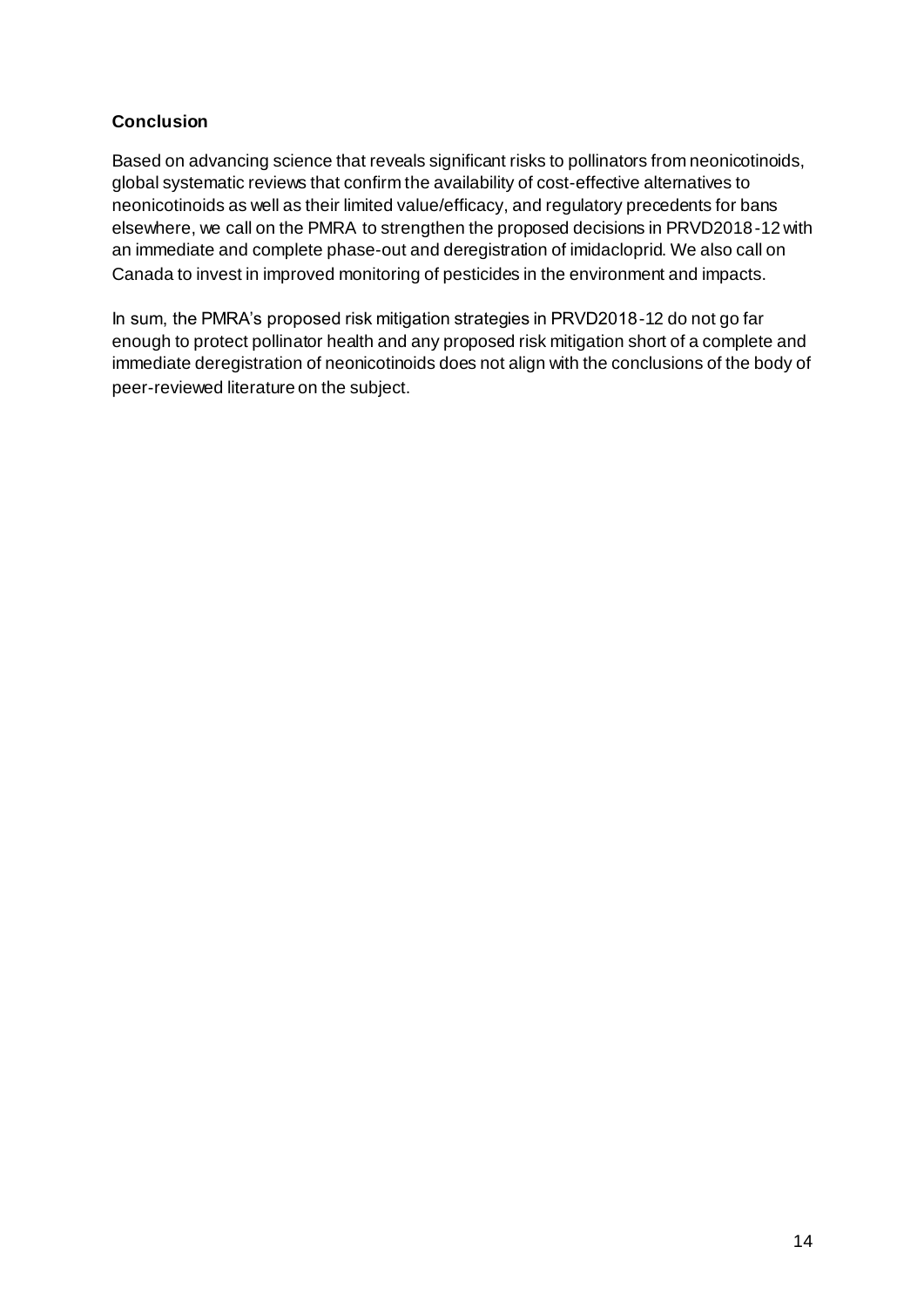**Conclusion**

Based on advancing science that reveals significant risks to pollinators from neonicotinoids, global systematic reviews that confirm the availability of cost-effective alternatives to neonicotinoids as well as their limited value/efficacy, and regulatory precedents for bans elsewhere, we call on the PMRA to strengthen the proposed decisions in PRVD2018-12 with an immediate and complete phase-out and deregistration of imidacloprid. We also call on Canada to invest in improved monitoring of pesticides in the environment and impacts.

In sum, the PMRA's proposed risk mitigation strategies in PRVD2018-12 do not go far enough to protect pollinator health and any proposed risk mitigation short of a complete and immediate deregistration of neonicotinoids does not align with the conclusions of the body of peer-reviewed literature on the subject.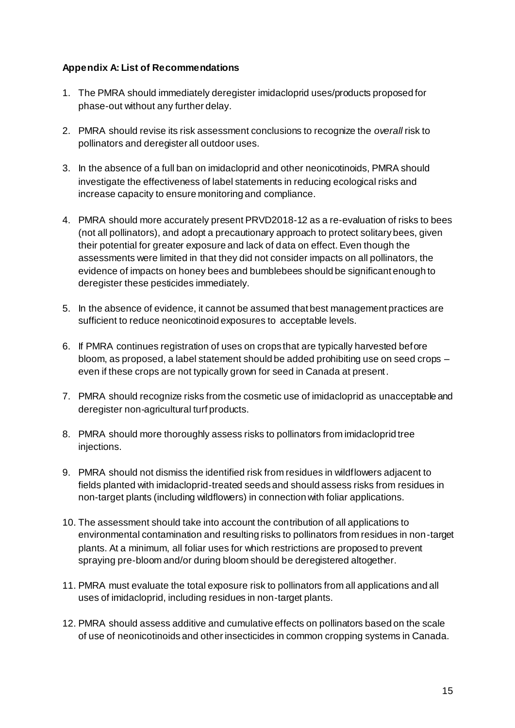**Appendix A: List of Recommendations**

1. The PMRA should immediately deregister imidacloprid uses/products proposed for phase-out without any further delay.

2. PMRA should revise its risk assessment conclusions to recognize the *overall* risk to pollinators and deregister all outdoor uses.

3. In the absence of a full ban on imidacloprid and other neonicotinoids, PMRA should investigate the effectiveness of label statements in reducing ecological risks and increase capacity to ensure monitoring and compliance.

4. PMRA should more accurately present PRVD2018-12 as a re-evaluation of risks to bees (not all pollinators), and adopt a precautionary approach to protect solitary bees, given their potential for greater exposure and lack of data on effect. Even though the assessments were limited in that they did not consider impacts on all pollinators, the evidence of impacts on honey bees and bumblebees should be significant enough to deregister these pesticides immediately.

5. In the absence of evidence, it cannot be assumed that best management practices are sufficient to reduce neonicotinoid exposures to acceptable levels.

6. If PMRA continues registration of uses on crops that are typically harvested before bloom, as proposed, a label statement should be added prohibiting use on seed crops – even if these crops are not typically grown for seed in Canada at present.

7. PMRA should recognize risks from the cosmetic use of imidacloprid as unacceptable and deregister non-agricultural turf products.

8. PMRA should more thoroughly assess risks to pollinators from imidacloprid tree injections.

9. PMRA should not dismiss the identified risk from residues in wildflowers adjacent to fields planted with imidacloprid-treated seeds and should assess risks from residues in non-target plants (including wildflowers) in connection with foliar applications.

10. The assessment should take into account the contribution of all applications to environmental contamination and resulting risks to pollinators from residues in non-target plants. At a minimum, all foliar uses for which restrictions are proposed to prevent spraying pre-bloom and/or during bloom should be deregistered altogether.

11. PMRA must evaluate the total exposure risk to pollinators from all applications and all uses of imidacloprid, including residues in non-target plants.

12. PMRA should assess additive and cumulative effects on pollinators based on the scale of use of neonicotinoids and other insecticides in common cropping systems in Canada.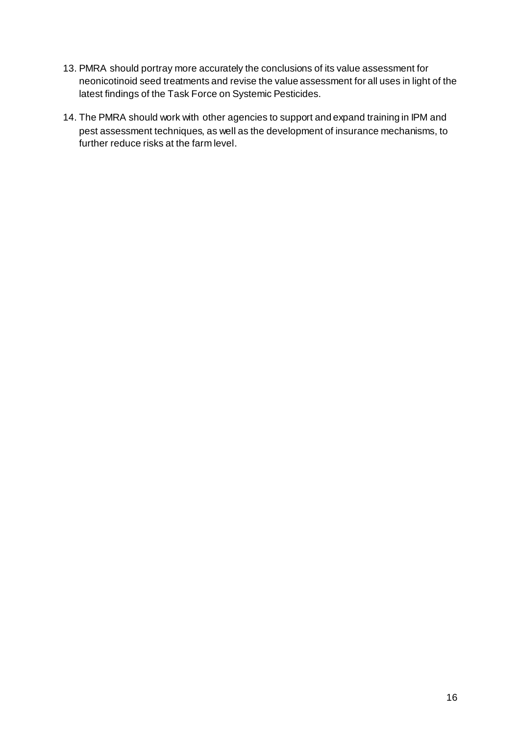13. PMRA should portray more accurately the conclusions of its value assessment for neonicotinoid seed treatments and revise the value assessment for all uses in light of the latest findings of the Task Force on Systemic Pesticides.

14. The PMRA should work with other agencies to support and expand training in IPM and pest assessment techniques, as well as the development of insurance mechanisms, to further reduce risks at the farm level.